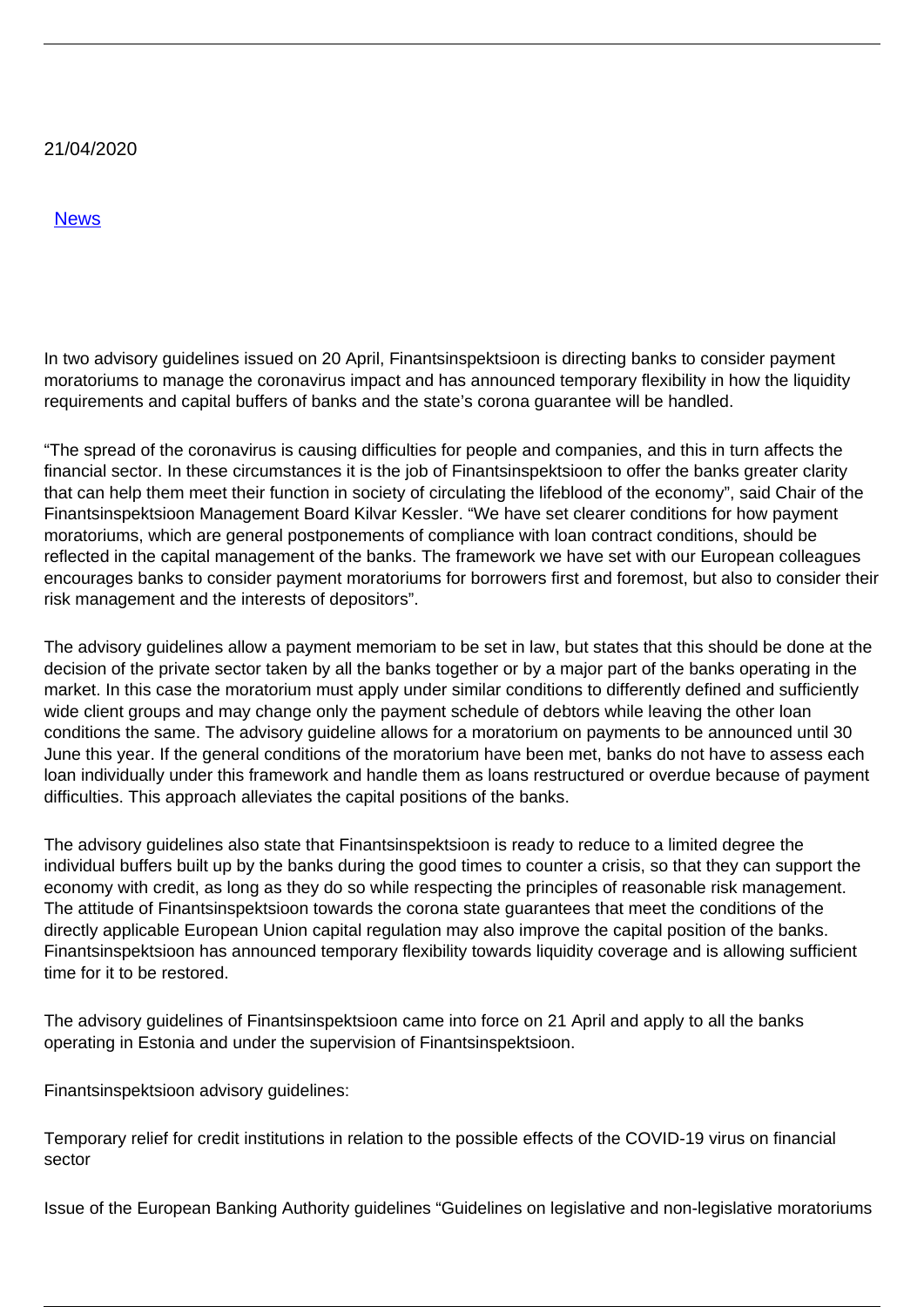21/04/2020

[News]

In two advisory guidelines issued on 20 April, Finantsinspektsioon is directing banks to consider payment moratoriums to manage the coronavirus impact and has announced temporary flexibility in how the liquidity requirements and capital buffers of banks and the state's corona guarantee will be handled.

"The spread of the coronavirus is causing difficulties for people and companies, and this in turn affects the financial sector. In these circumstances it is the job of Finantsinspektsioon to offer the banks greater clarity that can help them meet their function in society of circulating the lifeblood of the economy", said Chair of the Finantsinspektsioon Management Board Kilvar Kessler. "We have set clearer conditions for how payment moratoriums, which are general postponements of compliance with loan contract conditions, should be reflected in the capital management of the banks. The framework we have set with our European colleagues encourages banks to consider payment moratoriums for borrowers first and foremost, but also to consider their risk management and the interests of depositors".

The advisory guidelines allow a payment memoriam to be set in law, but states that this should be done at the decision of the private sector taken by all the banks together or by a major part of the banks operating in the market. In this case the moratorium must apply under similar conditions to differently defined and sufficiently wide client groups and may change only the payment schedule of debtors while leaving the other loan conditions the same. The advisory guideline allows for a moratorium on payments to be announced until 30 June this year. If the general conditions of the moratorium have been met, banks do not have to assess each loan individually under this framework and handle them as loans restructured or overdue because of payment difficulties. This approach alleviates the capital positions of the banks.

The advisory guidelines also state that Finantsinspektsioon is ready to reduce to a limited degree the individual buffers built up by the banks during the good times to counter a crisis, so that they can support the economy with credit, as long as they do so while respecting the principles of reasonable risk management. The attitude of Finantsinspektsioon towards the corona state guarantees that meet the conditions of the directly applicable European Union capital regulation may also improve the capital position of the banks. Finantsinspektsioon has announced temporary flexibility towards liquidity coverage and is allowing sufficient time for it to be restored.

The advisory guidelines of Finantsinspektsioon came into force on 21 April and apply to all the banks operating in Estonia and under the supervision of Finantsinspektsioon.

Finantsinspektsioon advisory guidelines:

Temporary relief for credit institutions in relation to the possible effects of the COVID-19 virus on financial sector

Issue of the European Banking Authority guidelines "Guidelines on legislative and non-legislative moratoriums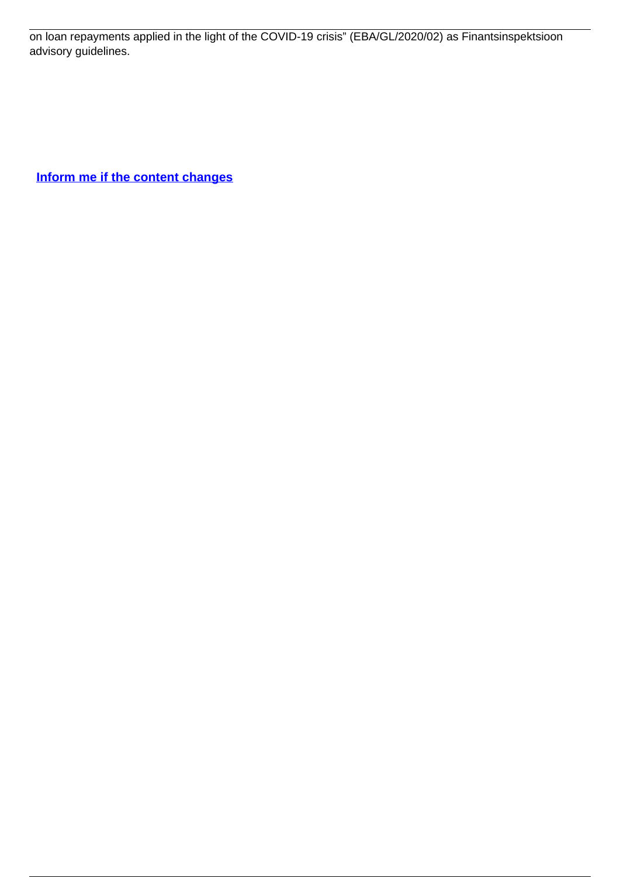on loan repayments applied in the light of the COVID-19 crisis" (EBA/GL/2020/02) as Finantsinspektsioon advisory guidelines.

**Inform me if the content changes**